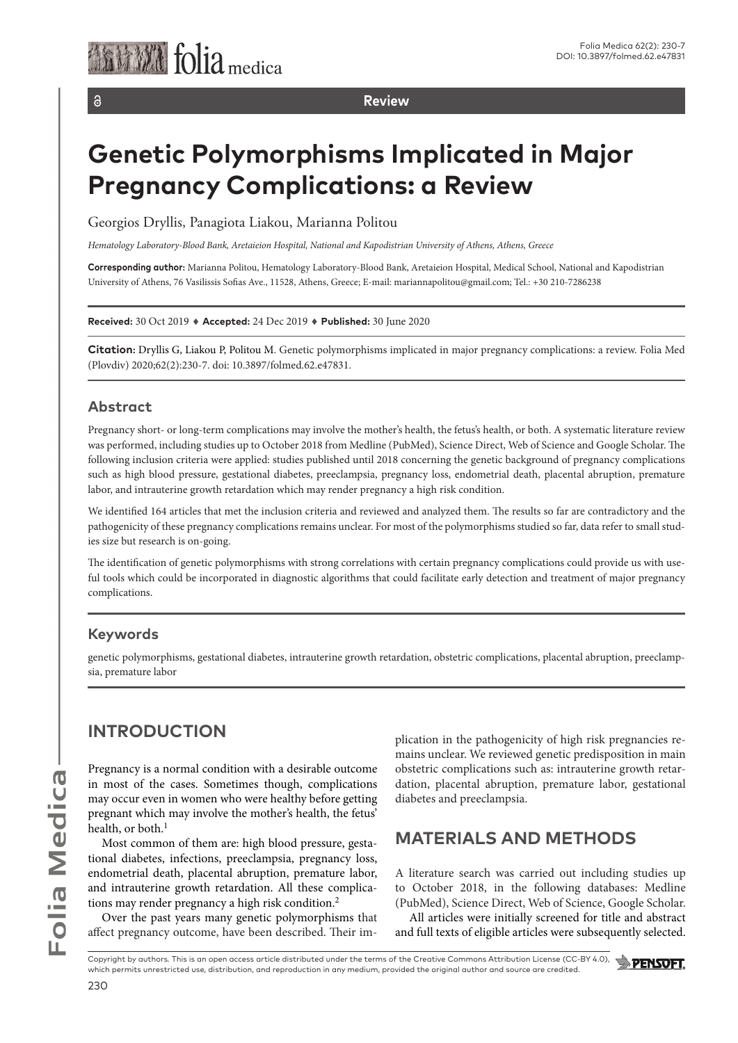Review

# Genetic Polymorphisms Implicated in Major Pregnancy Complications: a Review

Georgios Dryllis, Panagiota Liakou, Marianna Politou

*Hematology Laboratory-Blood Bank, Aretaieion Hospital, National and Kapodistrian University of Athens, Athens, Greece*

**Corresponding author:** Marianna Politou, Hematology Laboratory-Blood Bank, Aretaieion Hospital, Medical School, National and Kapodistrian University of Athens, 76 Vasilissis Sofias Ave., 11528, Athens, Greece; E-mail: mariannapolitou@gmail.com; Tel.: +30 210-7286238

**Received:** 30 Oct 2019 ♦ **Accepted:** 24 Dec 2019 ♦ **Published:** 30 June 2020

**Citation:** Dryllis G, Liakou P, Politou M. Genetic polymorphisms implicated in major pregnancy complications: a review. Folia Med (Plovdiv) 2020;62(2):230-7. doi: 10.3897/folmed.62.e47831.

## Abstract

Pregnancy short- or long-term complications may involve the mother's health, the fetus's health, or both. A systematic literature review was performed, including studies up to October 2018 from Medline (PubMed), Science Direct, Web of Science and Google Scholar. The following inclusion criteria were applied: studies published until 2018 concerning the genetic background of pregnancy complications such as high blood pressure, gestational diabetes, preeclampsia, pregnancy loss, endometrial death, placental abruption, premature labor, and intrauterine growth retardation which may render pregnancy a high risk condition.

We identified 164 articles that met the inclusion criteria and reviewed and analyzed them. The results so far are contradictory and the pathogenicity of these pregnancy complications remains unclear. For most of the polymorphisms studied so far, data refer to small studies size but research is on-going.

The identification of genetic polymorphisms with strong correlations with certain pregnancy complications could provide us with useful tools which could be incorporated in diagnostic algorithms that could facilitate early detection and treatment of major pregnancy complications.

## Keywords

genetic polymorphisms, gestational diabetes, intrauterine growth retardation, obstetric complications, placental abruption, preeclampsia, premature labor

## INTRODUCTION

Pregnancy is a normal condition with a desirable outcome in most of the cases. Sometimes though, complications may occur even in women who were healthy before getting pregnant which may involve the mother's health, the fetus' health, or both.[1]

Most common of them are: high blood pressure, gestational diabetes, infections, preeclampsia, pregnancy loss, endometrial death, placental abruption, premature labor, and intrauterine growth retardation. All these complications may render pregnancy a high risk condition.[2]

Over the past years many genetic polymorphisms that affect pregnancy outcome, have been described. Their implication in the pathogenicity of high risk pregnancies remains unclear. We reviewed genetic predisposition in main obstetric complications such as: intrauterine growth retardation, placental abruption, premature labor, gestational diabetes and preeclampsia.

## MATERIALS AND METHODS

A literature search was carried out including studies up to October 2018, in the following databases: Medline (PubMed), Science Direct, Web of Science, Google Scholar.

All articles were initially screened for title and abstract and full texts of eligible articles were subsequently selected.

Copyright by authors. This is an open access article distributed under the terms of the Creative Commons Attribution License (CC-BY 4.0), which permits unrestricted use, distribution, and reproduction in any medium, provided the original author and source are credited.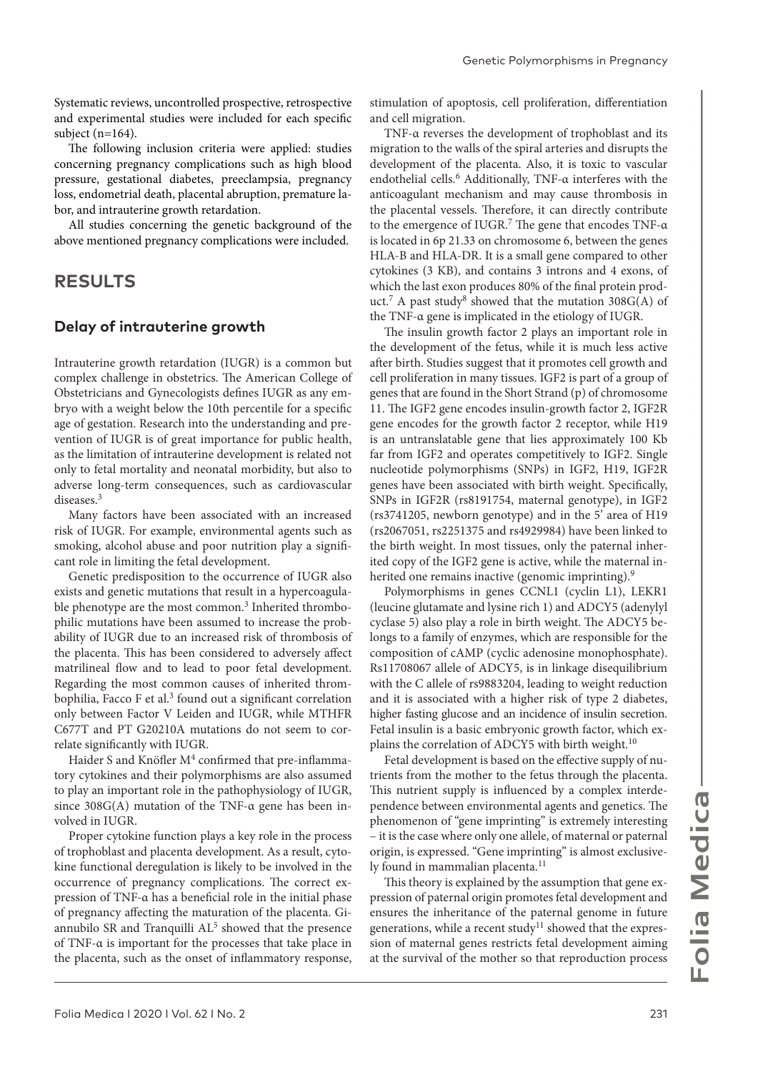Systematic reviews, uncontrolled prospective, retrospective and experimental studies were included for each specific subject (n=164).

The following inclusion criteria were applied: studies concerning pregnancy complications such as high blood pressure, gestational diabetes, preeclampsia, pregnancy loss, endometrial death, placental abruption, premature labor, and intrauterine growth retardation.

All studies concerning the genetic background of the above mentioned pregnancy complications were included.

## RESULTS

### Delay of intrauterine growth

Intrauterine growth retardation (IUGR) is a common but complex challenge in obstetrics. The American College of Obstetricians and Gynecologists defines IUGR as any embryo with a weight below the 10th percentile for a specific age of gestation. Research into the understanding and prevention of IUGR is of great importance for public health, as the limitation of intrauterine development is related not only to fetal mortality and neonatal morbidity, but also to adverse long-term consequences, such as cardiovascular diseases.[3]

Many factors have been associated with an increased risk of IUGR. For example, environmental agents such as smoking, alcohol abuse and poor nutrition play a significant role in limiting the fetal development.

Genetic predisposition to the occurrence of IUGR also exists and genetic mutations that result in a hypercoagulable phenotype are the most common.[3] Inherited thrombophilic mutations have been assumed to increase the probability of IUGR due to an increased risk of thrombosis of the placenta. This has been considered to adversely affect matrilineal flow and to lead to poor fetal development. Regarding the most common causes of inherited thrombophilia, Facco F et al.[3] found out a significant correlation only between Factor V Leiden and IUGR, while MTHFR C677T and PT G20210A mutations do not seem to correlate significantly with IUGR.

Haider S and Knöfler M[4] confirmed that pre-inflammatory cytokines and their polymorphisms are also assumed to play an important role in the pathophysiology of IUGR, since 308G(A) mutation of the TNF-α gene has been involved in IUGR.

Proper cytokine function plays a key role in the process of trophoblast and placenta development. As a result, cytokine functional deregulation is likely to be involved in the occurrence of pregnancy complications. The correct expression of TNF-α has a beneficial role in the initial phase of pregnancy affecting the maturation of the placenta. Giannubilo SR and Tranquilli AL[5] showed that the presence of TNF-α is important for the processes that take place in the placenta, such as the onset of inflammatory response, stimulation of apoptosis, cell proliferation, differentiation and cell migration.

TNF-α reverses the development of trophoblast and its migration to the walls of the spiral arteries and disrupts the development of the placenta. Also, it is toxic to vascular endothelial cells.[6] Additionally, TNF-α interferes with the anticoagulant mechanism and may cause thrombosis in the placental vessels. Therefore, it can directly contribute to the emergence of IUGR.[7] The gene that encodes TNF-α is located in 6p 21.33 on chromosome 6, between the genes HLA-B and HLA-DR. It is a small gene compared to other cytokines (3 KB), and contains 3 introns and 4 exons, of which the last exon produces 80% of the final protein product.[7] A past study[8] showed that the mutation 308G(A) of the TNF-α gene is implicated in the etiology of IUGR.

The insulin growth factor 2 plays an important role in the development of the fetus, while it is much less active after birth. Studies suggest that it promotes cell growth and cell proliferation in many tissues. IGF2 is part of a group of genes that are found in the Short Strand (p) of chromosome 11. The IGF2 gene encodes insulin-growth factor 2, IGF2R gene encodes for the growth factor 2 receptor, while H19 is an untranslatable gene that lies approximately 100 Kb far from IGF2 and operates competitively to IGF2. Single nucleotide polymorphisms (SNPs) in IGF2, H19, IGF2R genes have been associated with birth weight. Specifically, SNPs in IGF2R (rs8191754, maternal genotype), in IGF2 (rs3741205, newborn genotype) and in the 5' area of H19 (rs2067051, rs2251375 and rs4929984) have been linked to the birth weight. In most tissues, only the paternal inherited copy of the IGF2 gene is active, while the maternal inherited one remains inactive (genomic imprinting).[9]

Polymorphisms in genes CCNL1 (cyclin L1), LEKR1 (leucine glutamate and lysine rich 1) and ADCY5 (adenylyl cyclase 5) also play a role in birth weight. The ADCY5 belongs to a family of enzymes, which are responsible for the composition of cAMP (cyclic adenosine monophosphate). Rs11708067 allele of ADCY5, is in linkage disequilibrium with the C allele of rs9883204, leading to weight reduction and it is associated with a higher risk of type 2 diabetes, higher fasting glucose and an incidence of insulin secretion. Fetal insulin is a basic embryonic growth factor, which explains the correlation of ADCY5 with birth weight.[10]

Fetal development is based on the effective supply of nutrients from the mother to the fetus through the placenta. This nutrient supply is influenced by a complex interdependence between environmental agents and genetics. The phenomenon of "gene imprinting" is extremely interesting – it is the case where only one allele, of maternal or paternal origin, is expressed. "Gene imprinting" is almost exclusively found in mammalian placenta.[11]

This theory is explained by the assumption that gene expression of paternal origin promotes fetal development and ensures the inheritance of the paternal genome in future generations, while a recent study[11] showed that the expression of maternal genes restricts fetal development aiming at the survival of the mother so that reproduction process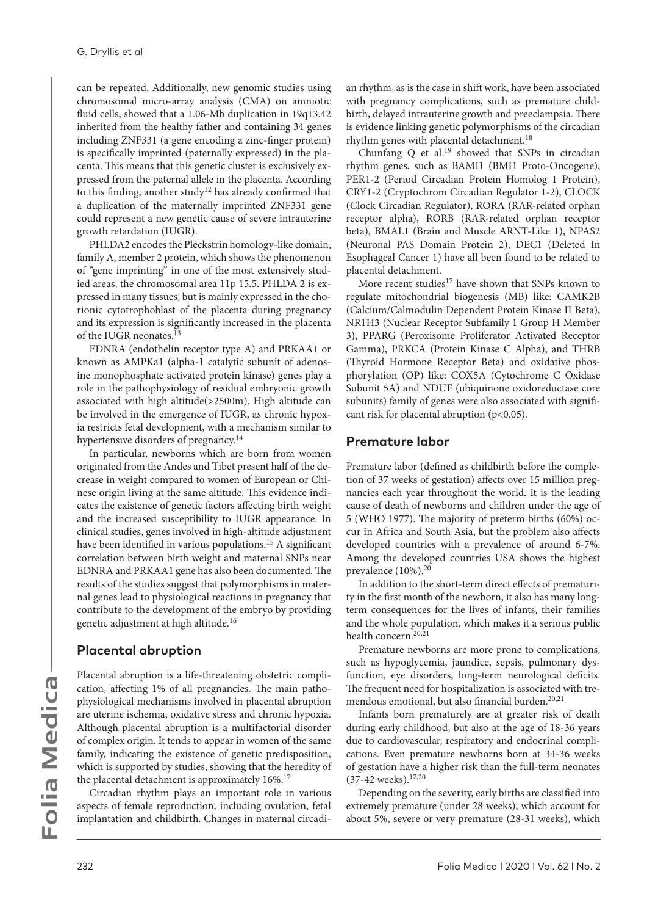can be repeated. Additionally, new genomic studies using chromosomal micro-array analysis (CMA) on amniotic fluid cells, showed that a 1.06-Mb duplication in 19q13.42 inherited from the healthy father and containing 34 genes including ZNF331 (a gene encoding a zinc-finger protein) is specifically imprinted (paternally expressed) in the placenta. This means that this genetic cluster is exclusively expressed from the paternal allele in the placenta. According to this finding, another study[12] has already confirmed that a duplication of the maternally imprinted ZNF331 gene could represent a new genetic cause of severe intrauterine growth retardation (IUGR).

PHLDA2 encodes the Pleckstrin homology-like domain, family A, member 2 protein, which shows the phenomenon of "gene imprinting" in one of the most extensively studied areas, the chromosomal area 11p 15.5. PHLDA 2 is expressed in many tissues, but is mainly expressed in the chorionic cytotrophoblast of the placenta during pregnancy and its expression is significantly increased in the placenta of the IUGR neonates.[13]

EDNRA (endothelin receptor type A) and PRKAA1 or known as AMPKa1 (alpha-1 catalytic subunit of adenosine monophosphate activated protein kinase) genes play a role in the pathophysiology of residual embryonic growth associated with high altitude(>2500m). High altitude can be involved in the emergence of IUGR, as chronic hypoxia restricts fetal development, with a mechanism similar to hypertensive disorders of pregnancy.[14]

In particular, newborns which are born from women originated from the Andes and Tibet present half of the decrease in weight compared to women of European or Chinese origin living at the same altitude. This evidence indicates the existence of genetic factors affecting birth weight and the increased susceptibility to IUGR appearance. In clinical studies, genes involved in high-altitude adjustment have been identified in various populations.[15] A significant correlation between birth weight and maternal SNPs near EDNRA and PRKAA1 gene has also been documented. The results of the studies suggest that polymorphisms in maternal genes lead to physiological reactions in pregnancy that contribute to the development of the embryo by providing genetic adjustment at high altitude.[16]

## Placental abruption

Placental abruption is a life-threatening obstetric complication, affecting 1% of all pregnancies. The main pathophysiological mechanisms involved in placental abruption are uterine ischemia, oxidative stress and chronic hypoxia. Although placental abruption is a multifactorial disorder of complex origin. It tends to appear in women of the same family, indicating the existence of genetic predisposition, which is supported by studies, showing that the heredity of the placental detachment is approximately 16%.[17]

Circadian rhythm plays an important role in various aspects of female reproduction, including ovulation, fetal implantation and childbirth. Changes in maternal circadian rhythm, as is the case in shift work, have been associated with pregnancy complications, such as premature childbirth, delayed intrauterine growth and preeclampsia. There is evidence linking genetic polymorphisms of the circadian rhythm genes with placental detachment.[18]

Chunfang Q et al.[19] showed that SNPs in circadian rhythm genes, such as BAMI1 (BMI1 Proto-Oncogene), PER1-2 (Period Circadian Protein Homolog 1 Protein), CRY1-2 (Cryptochrom Circadian Regulator 1-2), CLOCK (Clock Circadian Regulator), RORA (RAR-related orphan receptor alpha), RORB (RAR-related orphan receptor beta), BMAL1 (Brain and Muscle ARNT-Like 1), NPAS2 (Neuronal PAS Domain Protein 2), DEC1 (Deleted In Esophageal Cancer 1) have all been found to be related to placental detachment.

More recent studies[17] have shown that SNPs known to regulate mitochondrial biogenesis (MB) like: CAMK2B (Calcium/Calmodulin Dependent Protein Kinase II Beta), NR1H3 (Nuclear Receptor Subfamily 1 Group H Member 3), PPARG (Peroxisome Proliferator Activated Receptor Gamma), PRKCA (Protein Kinase C Alpha), and THRB (Thyroid Hormone Receptor Beta) and oxidative phosphorylation (OP) like: COX5A (Cytochrome C Oxidase Subunit 5A) and NDUF (ubiquinone oxidoreductase core subunits) family of genes were also associated with significant risk for placental abruption ($p<0.05$).

## Premature labor

Premature labor (defined as childbirth before the completion of 37 weeks of gestation) affects over 15 million pregnancies each year throughout the world. It is the leading cause of death of newborns and children under the age of 5 (WHO 1977). The majority of preterm births (60%) occur in Africa and South Asia, but the problem also affects developed countries with a prevalence of around 6-7%. Among the developed countries USA shows the highest prevalence (10%).[20]

In addition to the short-term direct effects of prematurity in the first month of the newborn, it also has many long-term consequences for the lives of infants, their families and the whole population, which makes it a serious public health concern.[20,21]

Premature newborns are more prone to complications, such as hypoglycemia, jaundice, sepsis, pulmonary dysfunction, eye disorders, long-term neurological deficits. The frequent need for hospitalization is associated with tremendous emotional, but also financial burden.[20,21]

Infants born prematurely are at greater risk of death during early childhood, but also at the age of 18-36 years due to cardiovascular, respiratory and endocrinal complications. Even premature newborns born at 34-36 weeks of gestation have a higher risk than the full-term neonates (37-42 weeks).[17,20]

Depending on the severity, early births are classified into extremely premature (under 28 weeks), which account for about 5%, severe or very premature (28-31 weeks), which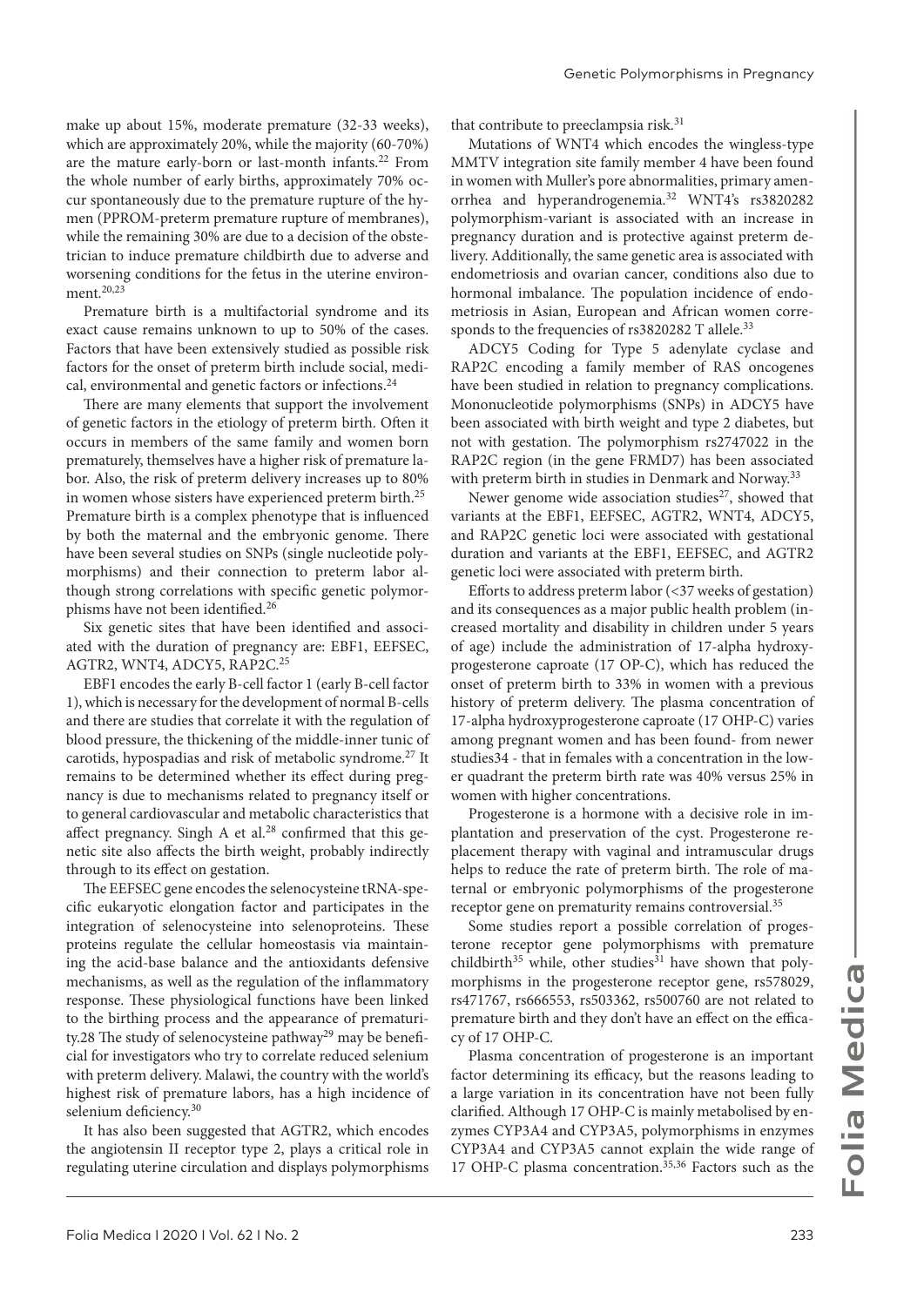make up about 15%, moderate premature (32-33 weeks), which are approximately 20%, while the majority (60-70%) are the mature early-born or last-month infants.[22] From the whole number of early births, approximately 70% occur spontaneously due to the premature rupture of the hymen (PPROM-preterm premature rupture of membranes), while the remaining 30% are due to a decision of the obstetrician to induce premature childbirth due to adverse and worsening conditions for the fetus in the uterine environment.[20,23]

Premature birth is a multifactorial syndrome and its exact cause remains unknown to up to 50% of the cases. Factors that have been extensively studied as possible risk factors for the onset of preterm birth include social, medical, environmental and genetic factors or infections.[24]

There are many elements that support the involvement of genetic factors in the etiology of preterm birth. Often it occurs in members of the same family and women born prematurely, themselves have a higher risk of premature labor. Also, the risk of preterm delivery increases up to 80% in women whose sisters have experienced preterm birth.[25] Premature birth is a complex phenotype that is influenced by both the maternal and the embryonic genome. There have been several studies on SNPs (single nucleotide polymorphisms) and their connection to preterm labor although strong correlations with specific genetic polymorphisms have not been identified.[26]

Six genetic sites that have been identified and associated with the duration of pregnancy are: EBF1, EEFSEC, AGTR2, WNT4, ADCY5, RAP2C.[25]

EBF1 encodes the early B-cell factor 1 (early B-cell factor 1), which is necessary for the development of normal B-cells and there are studies that correlate it with the regulation of blood pressure, the thickening of the middle-inner tunic of carotids, hypospadias and risk of metabolic syndrome.[27] It remains to be determined whether its effect during pregnancy is due to mechanisms related to pregnancy itself or to general cardiovascular and metabolic characteristics that affect pregnancy. Singh A et al.[28] confirmed that this genetic site also affects the birth weight, probably indirectly through to its effect on gestation.

The EEFSEC gene encodes the selenocysteine tRNA-specific eukaryotic elongation factor and participates in the integration of selenocysteine into selenoproteins. These proteins regulate the cellular homeostasis via maintaining the acid-base balance and the antioxidants defensive mechanisms, as well as the regulation of the inflammatory response. These physiological functions have been linked to the birthing process and the appearance of prematurity.28 The study of selenocysteine pathway[29] may be beneficial for investigators who try to correlate reduced selenium with preterm delivery. Malawi, the country with the world's highest risk of premature labors, has a high incidence of selenium deficiency.[30]

It has also been suggested that AGTR2, which encodes the angiotensin II receptor type 2, plays a critical role in regulating uterine circulation and displays polymorphisms that contribute to preeclampsia risk.[31]

Mutations of WNT4 which encodes the wingless-type MMTV integration site family member 4 have been found in women with Muller's pore abnormalities, primary amenorrhea and hyperandrogenemia.[32] WNT4's rs3820282 polymorphism-variant is associated with an increase in pregnancy duration and is protective against preterm delivery. Additionally, the same genetic area is associated with endometriosis and ovarian cancer, conditions also due to hormonal imbalance. The population incidence of endometriosis in Asian, European and African women corresponds to the frequencies of rs3820282 T allele.[33]

ADCY5 Coding for Type 5 adenylate cyclase and RAP2C encoding a family member of RAS oncogenes have been studied in relation to pregnancy complications. Mononucleotide polymorphisms (SNPs) in ADCY5 have been associated with birth weight and type 2 diabetes, but not with gestation. The polymorphism rs2747022 in the RAP2C region (in the gene FRMD7) has been associated with preterm birth in studies in Denmark and Norway.[33]

Newer genome wide association studies[27], showed that variants at the EBF1, EEFSEC, AGTR2, WNT4, ADCY5, and RAP2C genetic loci were associated with gestational duration and variants at the EBF1, EEFSEC, and AGTR2 genetic loci were associated with preterm birth.

Efforts to address preterm labor (<37 weeks of gestation) and its consequences as a major public health problem (increased mortality and disability in children under 5 years of age) include the administration of 17-alpha hydroxyprogesterone caproate (17 OP-C), which has reduced the onset of preterm birth to 33% in women with a previous history of preterm delivery. The plasma concentration of 17-alpha hydroxyprogesterone caproate (17 OHP-C) varies among pregnant women and has been found- from newer studies34 - that in females with a concentration in the lower quadrant the preterm birth rate was 40% versus 25% in women with higher concentrations.

Progesterone is a hormone with a decisive role in implantation and preservation of the cyst. Progesterone replacement therapy with vaginal and intramuscular drugs helps to reduce the rate of preterm birth. The role of maternal or embryonic polymorphisms of the progesterone receptor gene on prematurity remains controversial.[35]

Some studies report a possible correlation of progesterone receptor gene polymorphisms with premature childbirth[35] while, other studies[31] have shown that polymorphisms in the progesterone receptor gene, rs578029, rs471767, rs666553, rs503362, rs500760 are not related to premature birth and they don't have an effect on the efficacy of 17 OHP-C.

Plasma concentration of progesterone is an important factor determining its efficacy, but the reasons leading to a large variation in its concentration have not been fully clarified. Although 17 OHP-C is mainly metabolised by enzymes CYP3A4 and CYP3A5, polymorphisms in enzymes CYP3A4 and CYP3A5 cannot explain the wide range of 17 OHP-C plasma concentration.[35,36] Factors such as the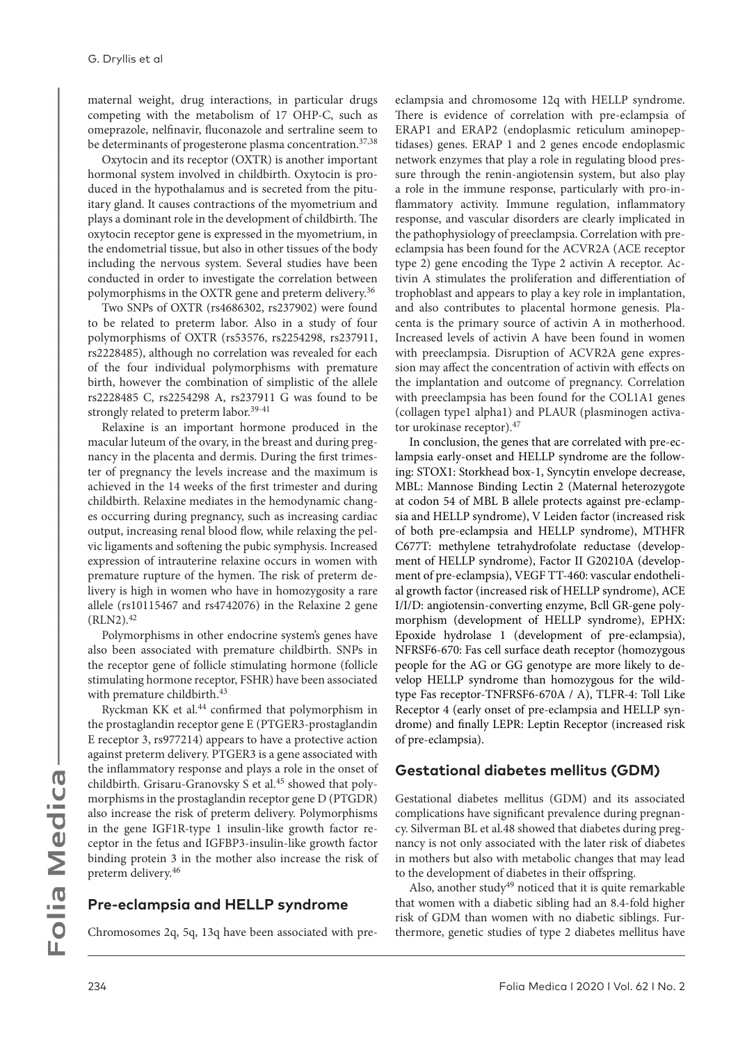maternal weight, drug interactions, in particular drugs competing with the metabolism of 17 OHP-C, such as omeprazole, nelfinavir, fluconazole and sertraline seem to be determinants of progesterone plasma concentration.[37,38]

Oxytocin and its receptor (OXTR) is another important hormonal system involved in childbirth. Oxytocin is produced in the hypothalamus and is secreted from the pituitary gland. It causes contractions of the myometrium and plays a dominant role in the development of childbirth. The oxytocin receptor gene is expressed in the myometrium, in the endometrial tissue, but also in other tissues of the body including the nervous system. Several studies have been conducted in order to investigate the correlation between polymorphisms in the OXTR gene and preterm delivery.[36]

Two SNPs of OXTR (rs4686302, rs237902) were found to be related to preterm labor. Also in a study of four polymorphisms of OXTR (rs53576, rs2254298, rs237911, rs2228485), although no correlation was revealed for each of the four individual polymorphisms with premature birth, however the combination of simplistic of the allele rs2228485 C, rs2254298 A, rs237911 G was found to be strongly related to preterm labor.[39-41]

Relaxine is an important hormone produced in the macular luteum of the ovary, in the breast and during pregnancy in the placenta and dermis. During the first trimester of pregnancy the levels increase and the maximum is achieved in the 14 weeks of the first trimester and during childbirth. Relaxine mediates in the hemodynamic changes occurring during pregnancy, such as increasing cardiac output, increasing renal blood flow, while relaxing the pelvic ligaments and softening the pubic symphysis. Increased expression of intrauterine relaxine occurs in women with premature rupture of the hymen. The risk of preterm delivery is high in women who have in homozygosity a rare allele (rs10115467 and rs4742076) in the Relaxine 2 gene (RLN2).[42]

Polymorphisms in other endocrine system's genes have also been associated with premature childbirth. SNPs in the receptor gene of follicle stimulating hormone (follicle stimulating hormone receptor, FSHR) have been associated with premature childbirth.[43]

Ryckman KK et al.[44] confirmed that polymorphism in the prostaglandin receptor gene E (PTGER3-prostaglandin E receptor 3, rs977214) appears to have a protective action against preterm delivery. PTGER3 is a gene associated with the inflammatory response and plays a role in the onset of childbirth. Grisaru-Granovsky S et al.[45] showed that polymorphisms in the prostaglandin receptor gene D (PTGDR) also increase the risk of preterm delivery. Polymorphisms in the gene IGF1R-type 1 insulin-like growth factor receptor in the fetus and IGFBP3-insulin-like growth factor binding protein 3 in the mother also increase the risk of preterm delivery.[46]

## Pre-eclampsia and HELLP syndrome

Chromosomes 2q, 5q, 13q have been associated with pre-eclampsia and chromosome 12q with HELLP syndrome. There is evidence of correlation with pre-eclampsia of ERAP1 and ERAP2 (endoplasmic reticulum aminopeptidases) genes. ERAP 1 and 2 genes encode endoplasmic network enzymes that play a role in regulating blood pressure through the renin-angiotensin system, but also play a role in the immune response, particularly with pro-inflammatory activity. Immune regulation, inflammatory response, and vascular disorders are clearly implicated in the pathophysiology of preeclampsia. Correlation with preeclampsia has been found for the ACVR2A (ACE receptor type 2) gene encoding the Type 2 activin A receptor. Activin A stimulates the proliferation and differentiation of trophoblast and appears to play a key role in implantation, and also contributes to placental hormone genesis. Placenta is the primary source of activin A in motherhood. Increased levels of activin A have been found in women with preeclampsia. Disruption of ACVR2A gene expression may affect the concentration of activin with effects on the implantation and outcome of pregnancy. Correlation with preeclampsia has been found for the COL1A1 genes (collagen type1 alpha1) and PLAUR (plasminogen activator urokinase receptor).[47]

In conclusion, the genes that are correlated with pre-eclampsia early-onset and HELLP syndrome are the following: STOX1: Storkhead box-1, Syncytin envelope decrease, MBL: Mannose Binding Lectin 2 (Maternal heterozygote at codon 54 of MBL B allele protects against pre-eclampsia and HELLP syndrome), V Leiden factor (increased risk of both pre-eclampsia and HELLP syndrome), MTHFR C677T: methylene tetrahydrofolate reductase (development of HELLP syndrome), Factor II G20210A (development of pre-eclampsia), VEGF TT-460: vascular endothelial growth factor (increased risk of HELLP syndrome), ACE I/I/D: angiotensin-converting enzyme, Bcll GR-gene polymorphism (development of HELLP syndrome), EPHX: Epoxide hydrolase 1 (development of pre-eclampsia), NFRSF6-670: Fas cell surface death receptor (homozygous people for the AG or GG genotype are more likely to develop HELLP syndrome than homozygous for the wild-type Fas receptor-TNFRSF6-670A / A), TLFR-4: Toll Like Receptor 4 (early onset of pre-eclampsia and HELLP syndrome) and finally LEPR: Leptin Receptor (increased risk of pre-eclampsia).

## Gestational diabetes mellitus (GDM)

Gestational diabetes mellitus (GDM) and its associated complications have significant prevalence during pregnancy. Silverman BL et al.48 showed that diabetes during pregnancy is not only associated with the later risk of diabetes in mothers but also with metabolic changes that may lead to the development of diabetes in their offspring.

Also, another study[49] noticed that it is quite remarkable that women with a diabetic sibling had an 8.4-fold higher risk of GDM than women with no diabetic siblings. Furthermore, genetic studies of type 2 diabetes mellitus have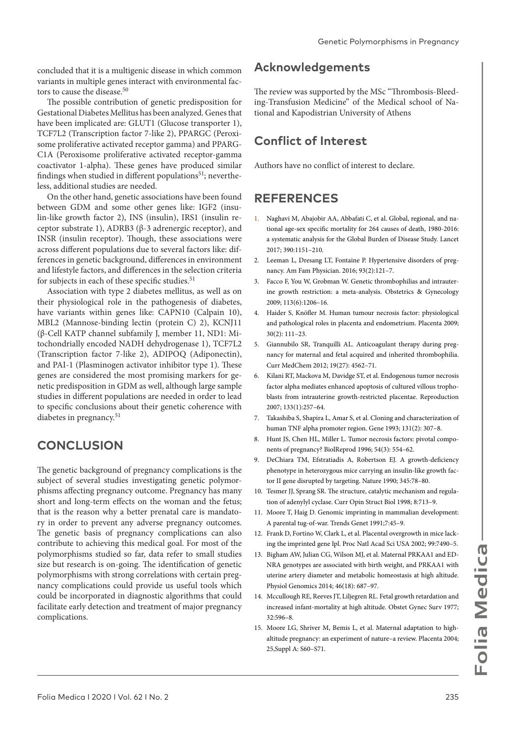concluded that it is a multigenic disease in which common variants in multiple genes interact with environmental factors to cause the disease.[50]

The possible contribution of genetic predisposition for Gestational Diabetes Mellitus has been analyzed. Genes that have been implicated are: GLUT1 (Glucose transporter 1), TCF7L2 (Transcription factor 7-like 2), PPARGC (Peroxisome proliferative activated receptor gamma) and PPARGC1A (Peroxisome proliferative activated receptor-gamma coactivator 1-alpha). These genes have produced similar findings when studied in different populations[51]; nevertheless, additional studies are needed.

On the other hand, genetic associations have been found between GDM and some other genes like: IGF2 (insulin-like growth factor 2), INS (insulin), IRS1 (insulin receptor substrate 1), ADRB3 (β-3 adrenergic receptor), and INSR (insulin receptor). Though, these associations were across different populations due to several factors like: differences in genetic background, differences in environment and lifestyle factors, and differences in the selection criteria for subjects in each of these specific studies.[51]

Association with type 2 diabetes mellitus, as well as on their physiological role in the pathogenesis of diabetes, have variants within genes like: CAPN10 (Calpain 10), MBL2 (Mannose-binding lectin (protein C) 2), KCNJ11 (β-Cell KATP channel subfamily J, member 11, ND1: Mitochondrially encoded NADH dehydrogenase 1), TCF7L2 (Transcription factor 7-like 2), ADIPOQ (Adiponectin), and PAI-1 (Plasminogen activator inhibitor type 1). These genes are considered the most promising markers for genetic predisposition in GDM as well, although large sample studies in different populations are needed in order to lead to specific conclusions about their genetic coherence with diabetes in pregnancy.[51]

## CONCLUSION

The genetic background of pregnancy complications is the subject of several studies investigating genetic polymorphisms affecting pregnancy outcome. Pregnancy has many short and long-term effects on the woman and the fetus; that is the reason why a better prenatal care is mandatory in order to prevent any adverse pregnancy outcomes. The genetic basis of pregnancy complications can also contribute to achieving this medical goal. For most of the polymorphisms studied so far, data refer to small studies size but research is on-going. The identification of genetic polymorphisms with strong correlations with certain pregnancy complications could provide us useful tools which could be incorporated in diagnostic algorithms that could facilitate early detection and treatment of major pregnancy complications.

## Acknowledgements

The review was supported by the MSc "Thrombosis-Bleeding-Transfusion Medicine" of the Medical school of National and Kapodistrian University of Athens

## Conflict of Interest

Authors have no conflict of interest to declare.

## REFERENCES

1. Naghavi M, Abajobir AA, Abbafati C, et al. Global, regional, and national age-sex specific mortality for 264 causes of death, 1980-2016: a systematic analysis for the Global Burden of Disease Study. Lancet 2017; 390:1151–210.
2. Leeman L, Dresang LT, Fontaine P. Hypertensive disorders of pregnancy. Am Fam Physician. 2016; 93(2):121–7.
3. Facco F, You W, Grobman W. Genetic thrombophilias and intrauterine growth restriction: a meta-analysis. Obstetrics & Gynecology 2009; 113(6):1206–16.
4. Haider S, Knöfler M. Human tumour necrosis factor: physiological and pathological roles in placenta and endometrium. Placenta 2009; 30(2): 111–23.
5. Giannubilo SR, Tranquilli AL. Anticoagulant therapy during pregnancy for maternal and fetal acquired and inherited thrombophilia. Curr MedChem 2012; 19(27): 4562–71.
6. Kilani RT, Mackova M, Davidge ST, et al. Endogenous tumor necrosis factor alpha mediates enhanced apoptosis of cultured villous trophoblasts from intrauterine growth-restricted placentae. Reproduction 2007; 133(1):257–64.
7. Takashiba S, Shapira L, Amar S, et al. Cloning and characterization of human TNF alpha promoter region. Gene 1993; 131(2): 307–8.
8. Hunt JS, Chen HL, Miller L. Tumor necrosis factors: pivotal components of pregnancy? BiolReprod 1996; 54(3): 554–62.
9. DeChiara TM, Efstratiadis A, Robertson EJ. A growth-deficiency phenotype in heterozygous mice carrying an insulin-like growth factor II gene disrupted by targeting. Nature 1990; 345:78–80.
10. Tesmer JJ, Sprang SR. The structure, catalytic mechanism and regulation of adenylyl cyclase. Curr Opin Struct Biol 1998; 8:713–9.
11. Moore T, Haig D. Genomic imprinting in mammalian development: A parental tug-of-war. Trends Genet 1991;7:45–9.
12. Frank D, Fortino W, Clark L, et al. Placental overgrowth in mice lacking the imprinted gene Ipl. Proc Natl Acad Sci USA 2002; 99:7490–5.
13. Bigham AW, Julian CG, Wilson MJ, et al. Maternal PRKAA1 and EDNRA genotypes are associated with birth weight, and PRKAA1 with uterine artery diameter and metabolic homeostasis at high altitude. Physiol Genomics 2014; 46(18): 687–97.
14. Mccullough RE, Reeves JT, Liljegren RL. Fetal growth retardation and increased infant-mortality at high altitude. Obstet Gynec Surv 1977; 32:596–8.
15. Moore LG, Shriver M, Bemis L, et al. Maternal adaptation to high-altitude pregnancy: an experiment of nature–a review. Placenta 2004; 25,Suppl A: S60–S71.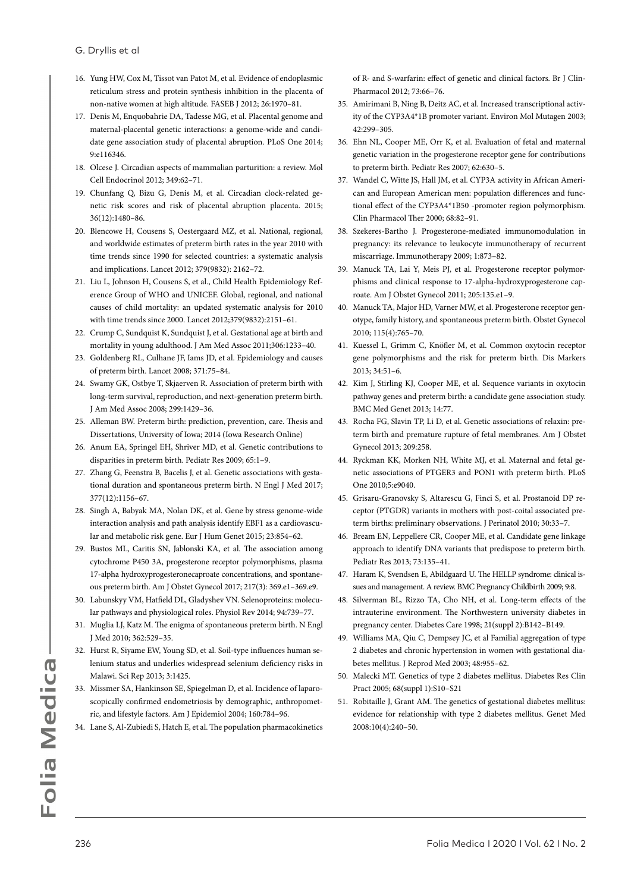16. Yung HW, Cox M, Tissot van Patot M, et al. Evidence of endoplasmic reticulum stress and protein synthesis inhibition in the placenta of non-native women at high altitude. FASEB J 2012; 26:1970–81.
17. Denis M, Enquobahrie DA, Tadesse MG, et al. Placental genome and maternal-placental genetic interactions: a genome-wide and candidate gene association study of placental abruption. PLoS One 2014; 9:e116346.
18. Olcese J. Circadian aspects of mammalian parturition: a review. Mol Cell Endocrinol 2012; 349:62–71.
19. Chunfang Q, Bizu G, Denis M, et al. Circadian clock-related genetic risk scores and risk of placental abruption placenta. 2015; 36(12):1480–86.
20. Blencowe H, Cousens S, Oestergaard MZ, et al. National, regional, and worldwide estimates of preterm birth rates in the year 2010 with time trends since 1990 for selected countries: a systematic analysis and implications. Lancet 2012; 379(9832): 2162–72.
21. Liu L, Johnson H, Cousens S, et al., Child Health Epidemiology Reference Group of WHO and UNICEF. Global, regional, and national causes of child mortality: an updated systematic analysis for 2010 with time trends since 2000. Lancet 2012;379(9832):2151–61.
22. Crump C, Sundquist K, Sundquist J, et al. Gestational age at birth and mortality in young adulthood. J Am Med Assoc 2011;306:1233–40.
23. Goldenberg RL, Culhane JF, Iams JD, et al. Epidemiology and causes of preterm birth. Lancet 2008; 371:75–84.
24. Swamy GK, Ostbye T, Skjaerven R. Association of preterm birth with long-term survival, reproduction, and next-generation preterm birth. J Am Med Assoc 2008; 299:1429–36.
25. Alleman BW. Preterm birth: prediction, prevention, care. Thesis and Dissertations, University of Iowa; 2014 (Iowa Research Online)
26. Anum EA, Springel EH, Shriver MD, et al. Genetic contributions to disparities in preterm birth. Pediatr Res 2009; 65:1–9.
27. Zhang G, Feenstra B, Bacelis J, et al. Genetic associations with gestational duration and spontaneous preterm birth. N Engl J Med 2017; 377(12):1156–67.
28. Singh A, Babyak MA, Nolan DK, et al. Gene by stress genome-wide interaction analysis and path analysis identify EBF1 as a cardiovascular and metabolic risk gene. Eur J Hum Genet 2015; 23:854–62.
29. Bustos ML, Caritis SN, Jablonski KA, et al. The association among cytochrome P450 3A, progesterone receptor polymorphisms, plasma 17-alpha hydroxyprogesteronecaproate concentrations, and spontaneous preterm birth. Am J Obstet Gynecol 2017; 217(3): 369.e1–369.e9.
30. Labunskyy VM, Hatfield DL, Gladyshev VN. Selenoproteins: molecular pathways and physiological roles. Physiol Rev 2014; 94:739–77.
31. Muglia LJ, Katz M. The enigma of spontaneous preterm birth. N Engl J Med 2010; 362:529–35.
32. Hurst R, Siyame EW, Young SD, et al. Soil-type influences human selenium status and underlies widespread selenium deficiency risks in Malawi. Sci Rep 2013; 3:1425.
33. Missmer SA, Hankinson SE, Spiegelman D, et al. Incidence of laparoscopically confirmed endometriosis by demographic, anthropometric, and lifestyle factors. Am J Epidemiol 2004; 160:784–96.
34. Lane S, Al-Zubiedi S, Hatch E, et al. The population pharmacokinetics of R- and S-warfarin: effect of genetic and clinical factors. Br J ClinPharmacol 2012; 73:66–76.
35. Amirimani B, Ning B, Deitz AC, et al. Increased transcriptional activity of the CYP3A4*1B promoter variant. Environ Mol Mutagen 2003; 42:299–305.
36. Ehn NL, Cooper ME, Orr K, et al. Evaluation of fetal and maternal genetic variation in the progesterone receptor gene for contributions to preterm birth. Pediatr Res 2007; 62:630–5.
37. Wandel C, Witte JS, Hall JM, et al. CYP3A activity in African American and European American men: population differences and functional effect of the CYP3A4*1B50 -promoter region polymorphism. Clin Pharmacol Ther 2000; 68:82–91.
38. Szekeres-Bartho J. Progesterone-mediated immunomodulation in pregnancy: its relevance to leukocyte immunotherapy of recurrent miscarriage. Immunotherapy 2009; 1:873–82.
39. Manuck TA, Lai Y, Meis PJ, et al. Progesterone receptor polymorphisms and clinical response to 17-alpha-hydroxyprogesterone caproate. Am J Obstet Gynecol 2011; 205:135.e1–9.
40. Manuck TA, Major HD, Varner MW, et al. Progesterone receptor genotype, family history, and spontaneous preterm birth. Obstet Gynecol 2010; 115(4):765–70.
41. Kuessel L, Grimm C, Knöfler M, et al. Common oxytocin receptor gene polymorphisms and the risk for preterm birth. Dis Markers 2013; 34:51–6.
42. Kim J, Stirling KJ, Cooper ME, et al. Sequence variants in oxytocin pathway genes and preterm birth: a candidate gene association study. BMC Med Genet 2013; 14:77.
43. Rocha FG, Slavin TP, Li D, et al. Genetic associations of relaxin: preterm birth and premature rupture of fetal membranes. Am J Obstet Gynecol 2013; 209:258.
44. Ryckman KK, Morken NH, White MJ, et al. Maternal and fetal genetic associations of PTGER3 and PON1 with preterm birth. PLoS One 2010;5:e9040.
45. Grisaru-Granovsky S, Altarescu G, Finci S, et al. Prostanoid DP receptor (PTGDR) variants in mothers with post-coital associated preterm births: preliminary observations. J Perinatol 2010; 30:33–7.
46. Bream EN, Leppellere CR, Cooper ME, et al. Candidate gene linkage approach to identify DNA variants that predispose to preterm birth. Pediatr Res 2013; 73:135–41.
47. Haram K, Svendsen E, Abildgaard U. The HELLP syndrome: clinical issues and management. A review. BMC Pregnancy Childbirth 2009; 9:8.
48. Silverman BL, Rizzo TA, Cho NH, et al. Long-term effects of the intrauterine environment. The Northwestern university diabetes in pregnancy center. Diabetes Care 1998; 21(suppl 2):B142–B149.
49. Williams MA, Qiu C, Dempsey JC, et al Familial aggregation of type 2 diabetes and chronic hypertension in women with gestational diabetes mellitus. J Reprod Med 2003; 48:955–62.
50. Malecki MT. Genetics of type 2 diabetes mellitus. Diabetes Res Clin Pract 2005; 68(suppl 1):S10–S21
51. Robitaille J, Grant AM. The genetics of gestational diabetes mellitus: evidence for relationship with type 2 diabetes mellitus. Genet Med 2008:10(4):240–50.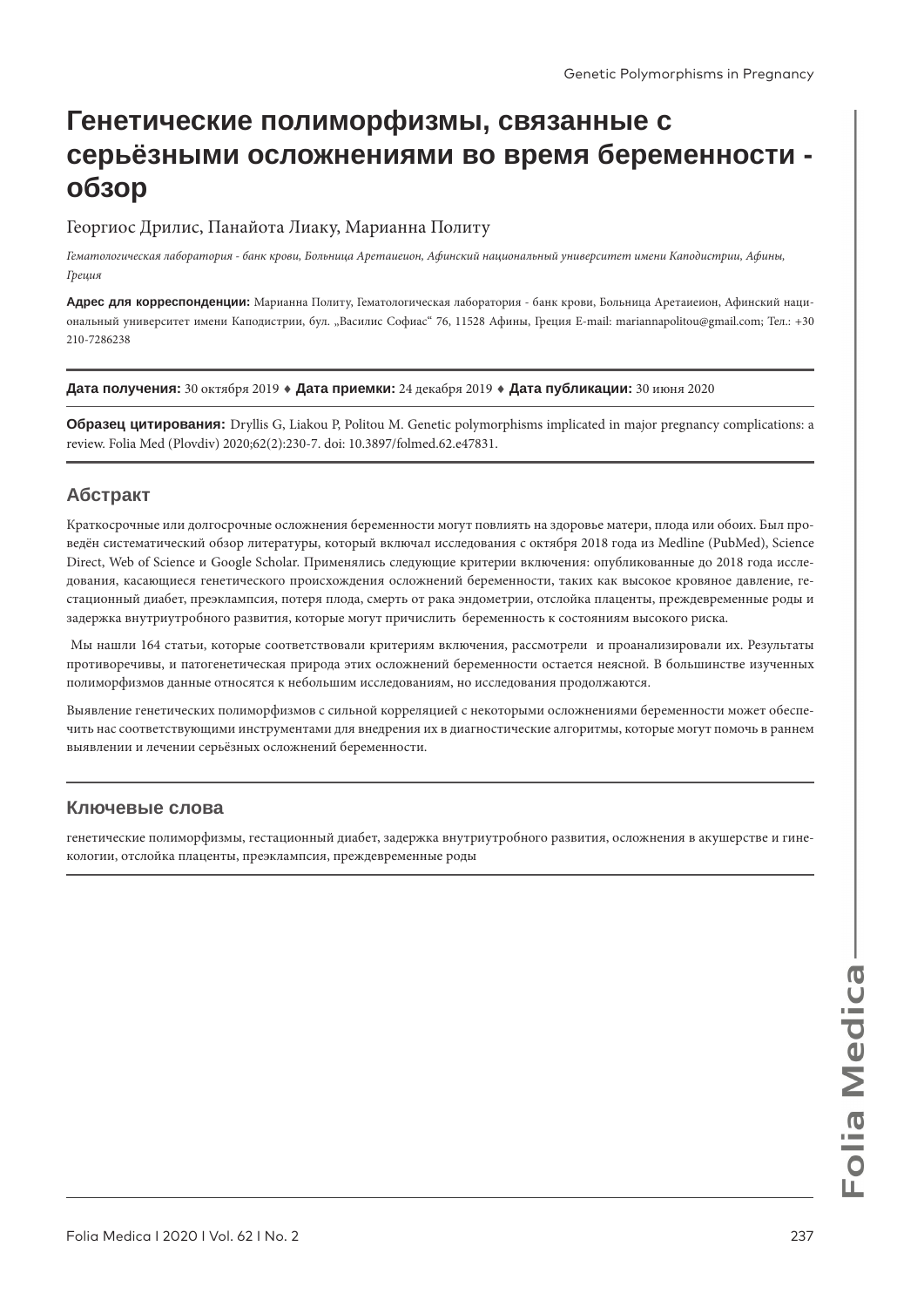# Генетические полиморфизмы, связанные с серьёзными осложнениями во время беременности - обзор

Георгиос Дрилис, Панайота Лиаку, Марианна Политу

*Гематологическая лаборатория - банк крови, Больница Аретаиеион, Афинский национальный университет имени Каподистрии, Афины, Греция*

**Адрес для корреспонденции:** Марианна Политу, Гематологическая лаборатория - банк крови, Больница Аретаиеион, Афинский национальный университет имени Каподистрии, бул. „Василис Софиас“ 76, 11528 Афины, Греция E-mail: mariannapolitou@gmail.com; Тел.: +30 210-7286238

**Дата получения:** 30 октября 2019 ♦ **Дата приемки:** 24 декабря 2019 ♦ **Дата публикации:** 30 июня 2020

**Образец цитирования:** Dryllis G, Liakou P, Politou M. Genetic polymorphisms implicated in major pregnancy complications: a review. Folia Med (Plovdiv) 2020;62(2):230-7. doi: 10.3897/folmed.62.e47831.

## Абстракт

Краткосрочные или долгосрочные осложнения беременности могут повлиять на здоровье матери, плода или обоих. Был проведён систематический обзор литературы, который включал исследования с октября 2018 года из Medline (PubMed), Science Direct, Web of Science и Google Scholar. Применялись следующие критерии включения: опубликованные до 2018 года исследования, касающиеся генетического происхождения осложнений беременности, таких как высокое кровяное давление, гестационный диабет, преэклампсия, потеря плода, смерть от рака эндометрии, отслойка плаценты, преждевременные роды и задержка внутриутробного развития, которые могут причислить беременность к состояниям высокого риска.

Мы нашли 164 статьи, которые соответствовали критериям включения, рассмотрели и проанализировали их. Результаты противоречивы, и патогенетическая природа этих осложнений беременности остается неясной. В большинстве изученных полиморфизмов данные относятся к небольшим исследованиям, но исследования продолжаются.

Выявление генетических полиморфизмов с сильной корреляцией с некоторыми осложнениями беременности может обеспечить нас соответствующими инструментами для внедрения их в диагностические алгоритмы, которые могут помочь в раннем выявлении и лечении серьёзных осложнений беременности.

## Ключевые слова

генетические полиморфизмы, гестационный диабет, задержка внутриутробного развития, осложнения в акушерстве и гинекологии, отслойка плаценты, преэклампсия, преждевременные роды